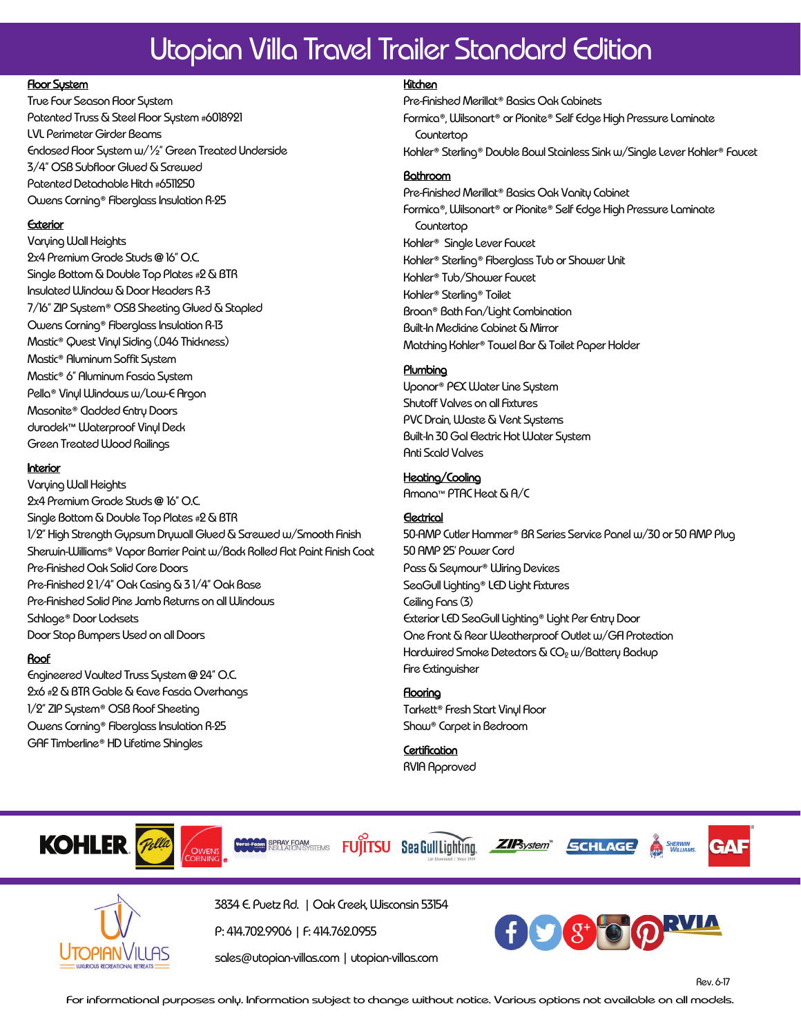# Utopian Villa Travel Trailer Standard Edition

## Floor System
True Four Season Floor System
Patented Truss & Steel Floor System #6018921
LVL Perimeter Girder Beams
Enclosed Floor System w/½" Green Treated Underside
3/4" OSB Subfloor Glued & Screwed
Patented Detachable Hitch #6511250
Owens Corning® Fiberglass Insulation R-25

## Exterior
Varying Wall Heights
2x4 Premium Grade Studs @ 16" O.C.
Single Bottom & Double Top Plates #2 & BTR
Insulated Window & Door Headers R-3
7/16" ZIP System® OSB Sheeting Glued & Stapled
Owens Corning® Fiberglass Insulation R-13
Mastic® Quest Vinyl Siding (.046 Thickness)
Mastic® Aluminum Soffit System
Mastic® 6" Aluminum Fascia System
Pella® Vinyl Windows w/Low-E Argon
Masonite® Cladded Entry Doors
duradek™ Waterproof Vinyl Deck
Green Treated Wood Railings

## Interior
Varying Wall Heights
2x4 Premium Grade Studs @ 16" O.C.
Single Bottom & Double Top Plates #2 & BTR
1/2" High Strength Gypsum Drywall Glued & Screwed w/Smooth Finish
Sherwin-Williams® Vapor Barrier Paint w/Back Rolled Flat Paint Finish Coat
Pre-Finished Oak Solid Core Doors
Pre-Finished 2 1/4" Oak Casing & 3 1/4" Oak Base
Pre-Finished Solid Pine Jamb Returns on all Windows
Schlage® Door Locksets
Door Stop Bumpers Used on all Doors

## Roof
Engineered Vaulted Truss System @ 24" O.C.
2x6 #2 & BTR Gable & Eave Fascia Overhangs
1/2" ZIP System® OSB Roof Sheeting
Owens Corning® Fiberglass Insulation R-25
GAF Timberline® HD Lifetime Shingles

## Kitchen
Pre-Finished Merillat® Basics Oak Cabinets
Formica®, Wilsonart® or Pionite® Self Edge High Pressure Laminate Countertop
Kohler® Sterling® Double Bowl Stainless Sink w/Single Lever Kohler® Faucet

## Bathroom
Pre-Finished Merillat® Basics Oak Vanity Cabinet
Formica®, Wilsonart® or Pionite® Self Edge High Pressure Laminate Countertop
Kohler® Single Lever Faucet
Kohler® Sterling® Fiberglass Tub or Shower Unit
Kohler® Tub/Shower Faucet
Kohler® Sterling® Toilet
Broan® Bath Fan/Light Combination
Built-In Medicine Cabinet & Mirror
Matching Kohler® Towel Bar & Toilet Paper Holder

## Plumbing
Uponor® PEX Water Line System
Shutoff Valves on all Fixtures
PVC Drain, Waste & Vent Systems
Built-In 30 Gal Electric Hot Water System
Anti Scald Valves

## Heating/Cooling
Amana™ PTAC Heat & A/C

## Electrical
50-AMP Cutler Hammer® BR Series Service Panel w/30 or 50 AMP Plug
50 AMP 25' Power Cord
Pass & Seymour® Wiring Devices
SeaGull Lighting® LED Light Fixtures
Ceiling Fans (3)
Exterior LED SeaGull Lighting® Light Per Entry Door
One Front & Rear Weatherproof Outlet w/GFI Protection
Hardwired Smoke Detectors & $CO_2$ w/Battery Backup
Fire Extinguisher

## Flooring
Tarkett® Fresh Start Vinyl Floor
Shaw® Carpet in Bedroom

## Certification
RVIA Approved

KOHLER | Pella | Owens Corning | Versi-Foam Spray Foam Insulation Systems | Fujitsu | SeaGull Lighting | ZIP System | Schlage | Sherwin Williams | GAF

Utopian Villas — Luxurious Recreational Retreats

3834 E. Puetz Rd. | Oak Creek, Wisconsin 53154

P: 414.702.9906 | F: 414.762.0955

sales@utopian-villas.com | utopian-villas.com

Rev. 6-17

For informational purposes only. Information subject to change without notice. Various options not available on all models.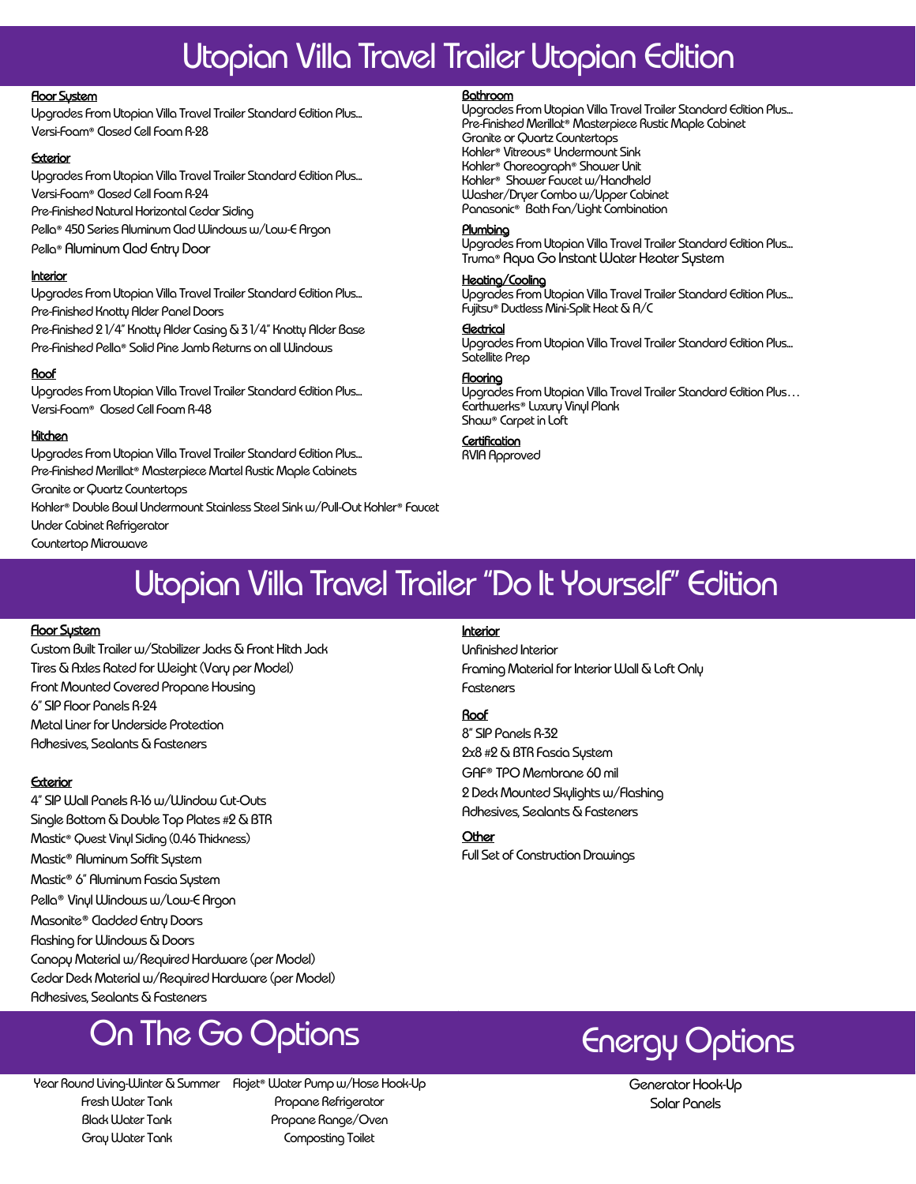# Utopian Villa Travel Trailer Utopian Edition

**Floor System**
Upgrades From Utopian Villa Travel Trailer Standard Edition Plus...
Versi-Foam® Closed Cell Foam R-28

**Exterior**
Upgrades From Utopian Villa Travel Trailer Standard Edition Plus...
Versi-Foam® Closed Cell Foam R-24
Pre-Finished Natural Horizontal Cedar Siding
Pella® 450 Series Aluminum Clad Windows w/Low-E Argon
Pella® Aluminum Clad Entry Door

**Interior**
Upgrades From Utopian Villa Travel Trailer Standard Edition Plus...
Pre-Finished Knotty Alder Panel Doors
Pre-Finished 2 1/4" Knotty Alder Casing & 3 1/4" Knotty Alder Base
Pre-Finished Pella® Solid Pine Jamb Returns on all Windows

**Roof**
Upgrades From Utopian Villa Travel Trailer Standard Edition Plus...
Versi-Foam® Closed Cell Foam R-48

**Kitchen**
Upgrades From Utopian Villa Travel Trailer Standard Edition Plus...
Pre-Finished Merillat® Masterpiece Martel Rustic Maple Cabinets
Granite or Quartz Countertops
Kohler® Double Bowl Undermount Stainless Steel Sink w/Pull-Out Kohler® Faucet
Under Cabinet Refrigerator
Countertop Microwave

**Bathroom**
Upgrades From Utopian Villa Travel Trailer Standard Edition Plus...
Pre-Finished Merillat® Masterpiece Rustic Maple Cabinet
Granite or Quartz Countertops
Kohler® Vitreous® Undermount Sink
Kohler® Choreograph® Shower Unit
Kohler® Shower Faucet w/Handheld
Washer/Dryer Combo w/Upper Cabinet
Panasonic® Bath Fan/Light Combination

**Plumbing**
Upgrades From Utopian Villa Travel Trailer Standard Edition Plus...
Truma® Aqua Go Instant Water Heater System

**Heating/Cooling**
Upgrades From Utopian Villa Travel Trailer Standard Edition Plus...
Fujitsu® Ductless Mini-Split Heat & A/C

**Electrical**
Upgrades From Utopian Villa Travel Trailer Standard Edition Plus...
Satellite Prep

**Flooring**
Upgrades From Utopian Villa Travel Trailer Standard Edition Plus…
Earthwerks® Luxury Vinyl Plank
Shaw® Carpet in Loft

**Certification**
RVIA Approved

# Utopian Villa Travel Trailer "Do It Yourself" Edition

**Floor System**
Custom Built Trailer w/Stabilizer Jacks & Front Hitch Jack
Tires & Axles Rated for Weight (Vary per Model)
Front Mounted Covered Propane Housing
6" SIP Floor Panels R-24
Metal Liner for Underside Protection
Adhesives, Sealants & Fasteners

**Exterior**
4" SIP Wall Panels R-16 w/Window Cut-Outs
Single Bottom & Double Top Plates #2 & BTR
Mastic® Quest Vinyl Siding (0.46 Thickness)
Mastic® Aluminum Soffit System
Mastic® 6" Aluminum Fascia System
Pella® Vinyl Windows w/Low-E Argon
Masonite® Cladded Entry Doors
Flashing for Windows & Doors
Canopy Material w/Required Hardware (per Model)
Cedar Deck Material w/Required Hardware (per Model)
Adhesives, Sealants & Fasteners

**Interior**
Unfinished Interior
Framing Material for Interior Wall & Loft Only
Fasteners

**Roof**
8" SIP Panels R-32
2x8 #2 & BTR Fascia System
GAF® TPO Membrane 60 mil
2 Deck Mounted Skylights w/Flashing
Adhesives, Sealants & Fasteners

**Other**
Full Set of Construction Drawings

# On The Go Options

Year Round Living-Winter & Summer
Fresh Water Tank
Black Water Tank
Gray Water Tank
Flojet® Water Pump w/Hose Hook-Up
Propane Refrigerator
Propane Range/Oven
Composting Toilet

# Energy Options

Generator Hook-Up
Solar Panels